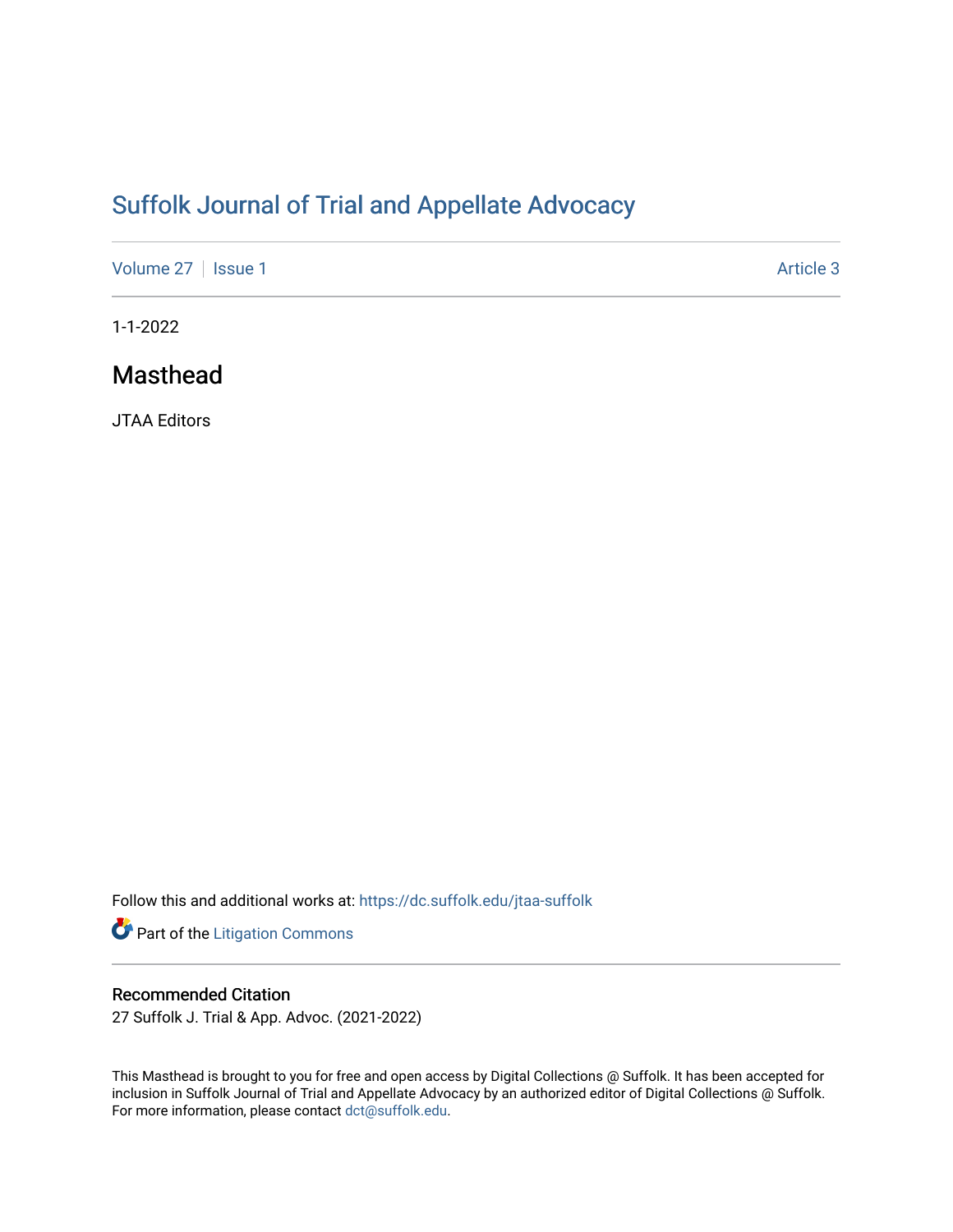# Suffolk Journal of Trial and Appellate Advocacy

Volume 27 | Issue 1 Article 3

1-1-2022

## Masthead

JTAA Editors

Follow this and additional works at: https://dc.suffolk.edu/jtaa-suffolk

Part of the Litigation Commons

### Recommended Citation

27 Suffolk J. Trial & App. Advoc. (2021-2022)

This Masthead is brought to you for free and open access by Digital Collections @ Suffolk. It has been accepted for inclusion in Suffolk Journal of Trial and Appellate Advocacy by an authorized editor of Digital Collections @ Suffolk. For more information, please contact dct@suffolk.edu.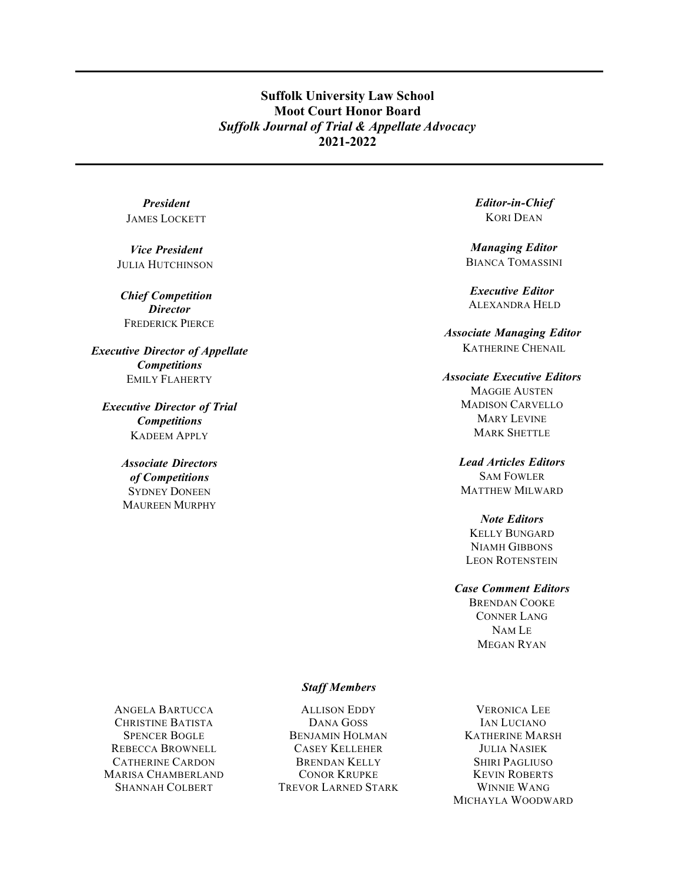**Suffolk University Law School**
**Moot Court Honor Board**
***Suffolk Journal of Trial & Appellate Advocacy***
**2021-2022**

---

***President***
JAMES LOCKETT

***Vice President***
JULIA HUTCHINSON

***Chief Competition Director***
FREDERICK PIERCE

***Executive Director of Appellate Competitions***
EMILY FLAHERTY

***Executive Director of Trial Competitions***
KADEEM APPLY

***Associate Directors of Competitions***
SYDNEY DONEEN
MAUREEN MURPHY

***Editor-in-Chief***
KORI DEAN

***Managing Editor***
BIANCA TOMASSINI

***Executive Editor***
ALEXANDRA HELD

***Associate Managing Editor***
KATHERINE CHENAIL

***Associate Executive Editors***
MAGGIE AUSTEN
MADISON CARVELLO
MARY LEVINE
MARK SHETTLE

***Lead Articles Editors***
SAM FOWLER
MATTHEW MILWARD

***Note Editors***
KELLY BUNGARD
NIAMH GIBBONS
LEON ROTENSTEIN

***Case Comment Editors***
BRENDAN COOKE
CONNER LANG
NAM LE
MEGAN RYAN

***Staff Members***

ANGELA BARTUCCA
CHRISTINE BATISTA
SPENCER BOGLE
REBECCA BROWNELL
CATHERINE CARDON
MARISA CHAMBERLAND
SHANNAH COLBERT
ALLISON EDDY
DANA GOSS
BENJAMIN HOLMAN
CASEY KELLEHER
BRENDAN KELLY
CONOR KRUPKE
TREVOR LARNED STARK
VERONICA LEE
IAN LUCIANO
KATHERINE MARSH
JULIA NASIEK
SHIRI PAGLIUSO
KEVIN ROBERTS
WINNIE WANG
MICHAYLA WOODWARD